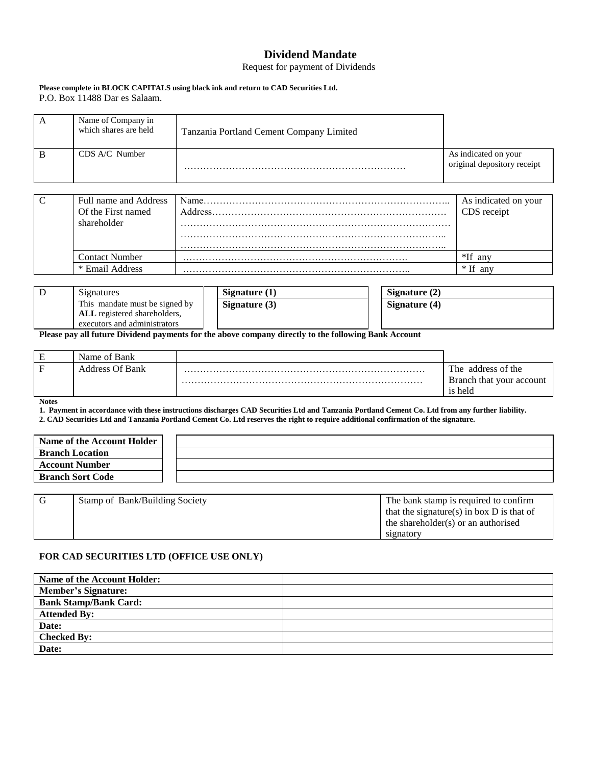# Dividend Mandate

Request for payment of Dividends

**Please complete in BLOCK CAPITALS using black ink and return to CAD Securities Ltd.**
P.O. Box 11488 Dar es Salaam.

| | | | |
|---|---|---|---|
| A | Name of Company in which shares are held | Tanzania Portland Cement Company Limited | |
| B | CDS A/C Number | …………………………………………………………… | As indicated on your original depository receipt |

| | | | |
|---|---|---|---|
| C | Full name and Address Of the First named shareholder | Name………………………………………………………………….. Address……………………………………………………………… ………………………………………………………………………… ……………………………………………………………………….. ……………………………………………………………………….. | As indicated on your CDS receipt |
| | Contact Number | ……………………………………………………………… | *If any |
| | * Email Address | …………………………………………………………….. | * If any |

| | | | |
|---|---|---|---|
| D | Signatures<br>This mandate must be signed by **ALL** registered shareholders, executors and administrators | **Signature (1)**<br>**Signature (3)** | **Signature (2)**<br>**Signature (4)** |

**Please pay all future Dividend payments for the above company directly to the following Bank Account**

| | | | |
|---|---|---|---|
| E | Name of Bank | | |
| F | Address Of Bank | ………………………………………………………………… ………………………………………………………………… | The address of the Branch that your account is held |

**Notes**

**1. Payment in accordance with these instructions discharges CAD Securities Ltd and Tanzania Portland Cement Co. Ltd from any further liability.**

**2. CAD Securities Ltd and Tanzania Portland Cement Co. Ltd reserves the right to require additional confirmation of the signature.**

| | |
|---|---|
| **Name of the Account Holder** | |
| **Branch Location** | |
| **Account Number** | |
| **Branch Sort Code** | |

| | | |
|---|---|---|
| G | Stamp of Bank/Building Society | The bank stamp is required to confirm that the signature(s) in box D is that of the shareholder(s) or an authorised signatory |

### FOR CAD SECURITIES LTD (OFFICE USE ONLY)

| | |
|---|---|
| **Name of the Account Holder:** | |
| **Member's Signature:** | |
| **Bank Stamp/Bank Card:** | |
| **Attended By:** | |
| **Date:** | |
| **Checked By:** | |
| **Date:** | |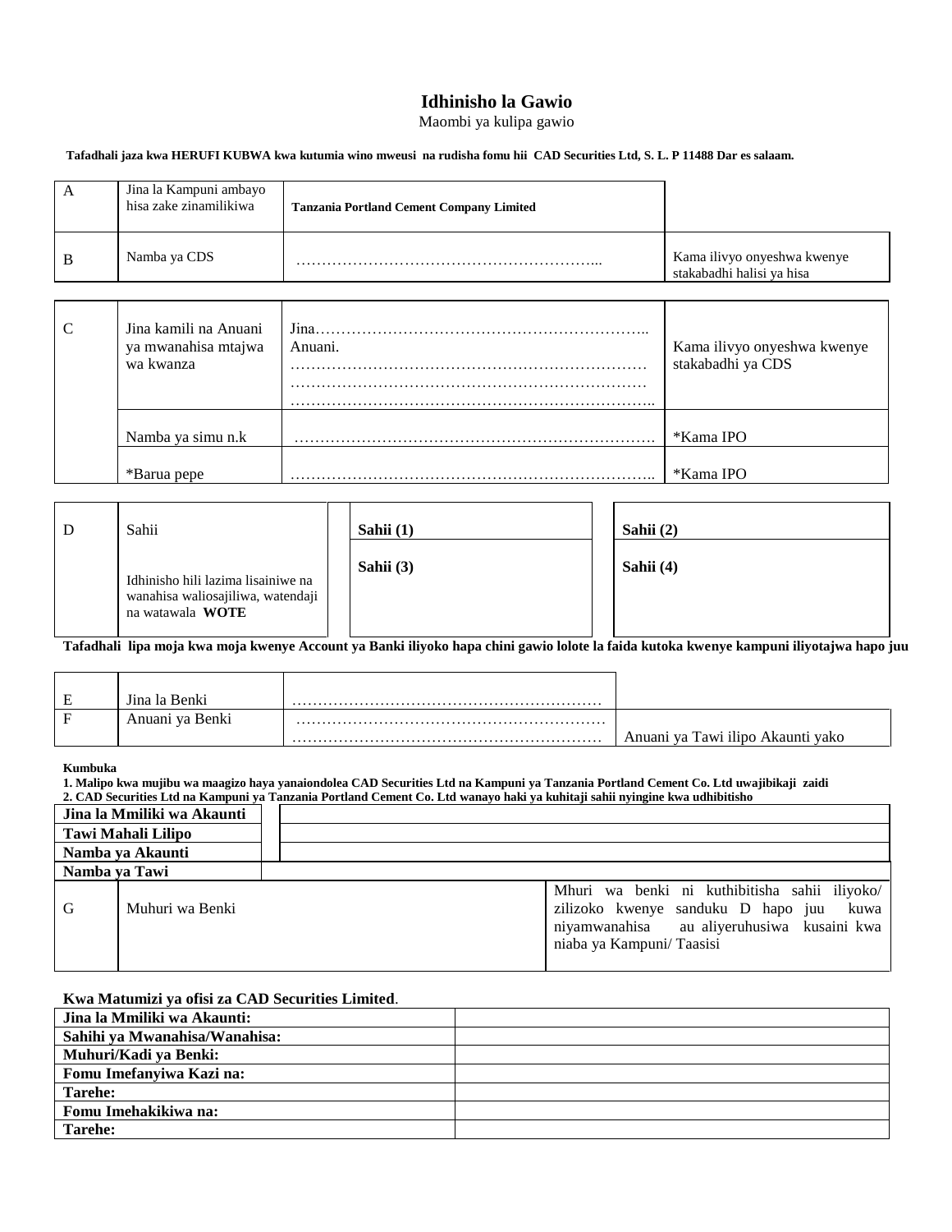# Idhinisho la Gawio

Maombi ya kulipa gawio

**Tafadhali jaza kwa HERUFI KUBWA kwa kutumia wino mweusi na rudisha fomu hii CAD Securities Ltd, S. L. P 11488 Dar es salaam.**

| | | | |
|---|---|---|---|
| A | Jina la Kampuni ambayo hisa zake zinamilikiwa | **Tanzania Portland Cement Company Limited** | |
| B | Namba ya CDS | ……………………………………………………... | Kama ilivyo onyeshwa kwenye stakabadhi halisi ya hisa |

| | | | |
|---|---|---|---|
| C | Jina kamili na Anuani ya mwanahisa mtajwa wa kwanza | Jina……………………………………………………….. Anuani. ……………………………………………………………… ……………………………………………………………… …………………………………………………………….. | Kama ilivyo onyeshwa kwenye stakabadhi ya CDS |
| | Namba ya simu n.k | ……………………………………………………………… | *Kama IPO |
| | *Barua pepe | …………………………………………………………….. | *Kama IPO |

| | | | |
|---|---|---|---|
| D | Sahii<br><br>Idhinisho hili lazima lisainiwe na wanahisa waliosajiliwa, watendaji na watawala **WOTE** | **Sahii (1)** | **Sahii (2)** |
| | | **Sahii (3)** | **Sahii (4)** |

**Tafadhali lipa moja kwa moja kwenye Account ya Banki iliyoko hapa chini gawio lolote la faida kutoka kwenye kampuni iliyotajwa hapo juu**

| | | | |
|---|---|---|---|
| E | Jina la Benki | …………………………………………………… | |
| F | Anuani ya Benki | …………………………………………………… …………………………………………………… | Anuani ya Tawi ilipo Akaunti yako |

**Kumbuka**
**1. Malipo kwa mujibu wa maagizo haya yanaiondolea CAD Securities Ltd na Kampuni ya Tanzania Portland Cement Co. Ltd uwajibikaji zaidi**
**2. CAD Securities Ltd na Kampuni ya Tanzania Portland Cement Co. Ltd wanayo haki ya kuhitaji sahii nyingine kwa udhibitisho**

| | |
|---|---|
| **Jina la Mmiliki wa Akaunti** | |
| **Tawi Mahali Lilipo** | |
| **Namba ya Akaunti** | |
| **Namba ya Tawi** | |

| | | |
|---|---|---|
| G | Muhuri wa Benki | Mhuri wa benki ni kuthibitisha sahii iliyoko/ zilizoko kwenye sanduku D hapo juu kuwa niyamwanahisa au aliyeruhusiwa kusaini kwa niaba ya Kampuni/ Taasisi |

**Kwa Matumizi ya ofisi za CAD Securities Limited**.

| | |
|---|---|
| **Jina la Mmiliki wa Akaunti:** | |
| **Sahihi ya Mwanahisa/Wanahisa:** | |
| **Muhuri/Kadi ya Benki:** | |
| **Fomu Imefanyiwa Kazi na:** | |
| **Tarehe:** | |
| **Fomu Imehakikiwa na:** | |
| **Tarehe:** | |